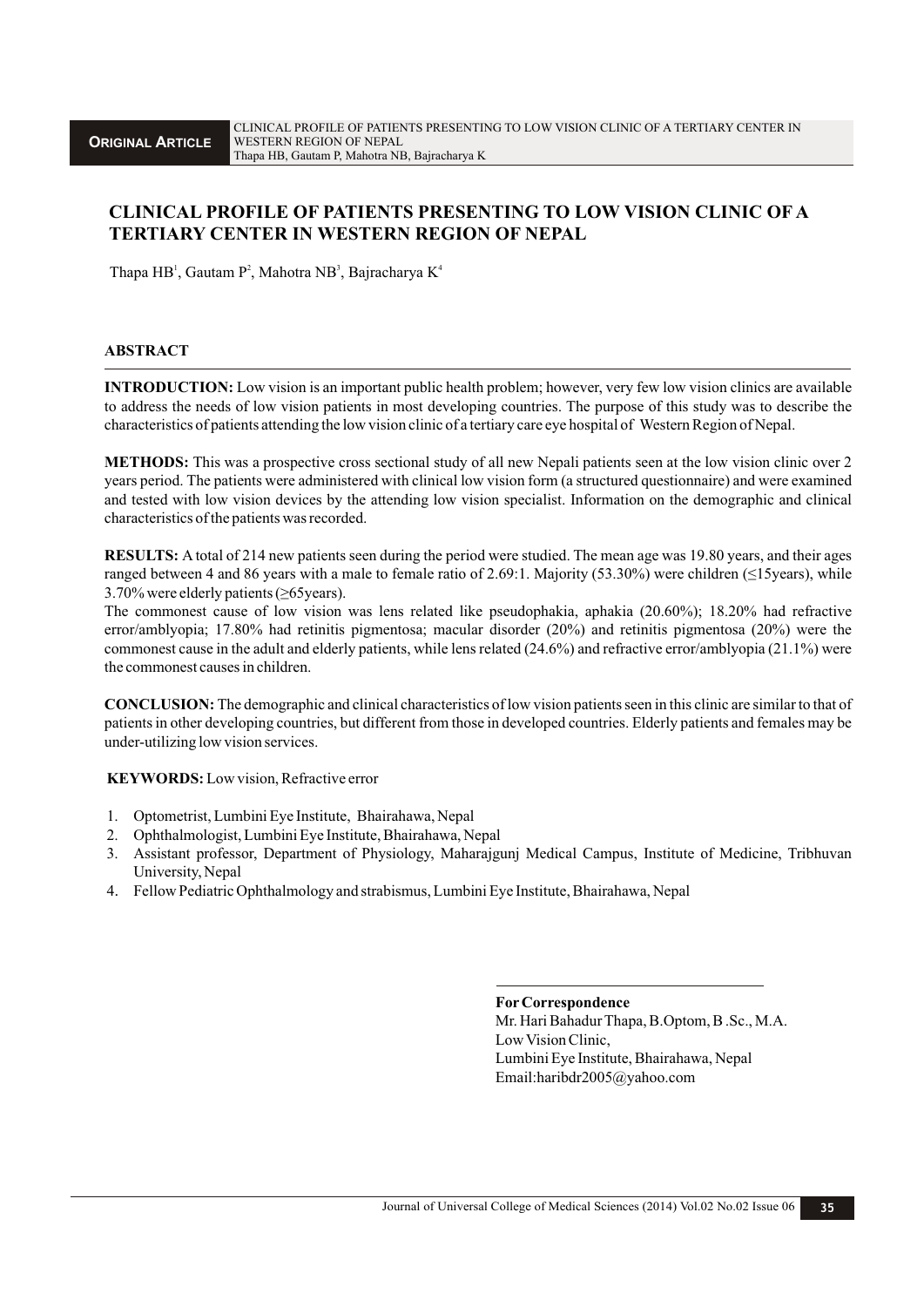**ORIGINAL ARTICLE**

# CLINICAL PROFILE OF PATIENTS PRESENTING TO LOW VISION CLINIC OF A TERTIARY CENTER IN WESTERN REGION OF NEPAL

Thapa HB[1], Gautam P[2], Mahotra NB[3], Bajracharya K[4]

## ABSTRACT

**INTRODUCTION:** Low vision is an important public health problem; however, very few low vision clinics are available to address the needs of low vision patients in most developing countries. The purpose of this study was to describe the characteristics of patients attending the low vision clinic of a tertiary care eye hospital of Western Region of Nepal.

**METHODS:** This was a prospective cross sectional study of all new Nepali patients seen at the low vision clinic over 2 years period. The patients were administered with clinical low vision form (a structured questionnaire) and were examined and tested with low vision devices by the attending low vision specialist. Information on the demographic and clinical characteristics of the patients was recorded.

**RESULTS:** A total of 214 new patients seen during the period were studied. The mean age was 19.80 years, and their ages ranged between 4 and 86 years with a male to female ratio of 2.69:1. Majority (53.30%) were children (≤15years), while 3.70% were elderly patients (≥65years).

The commonest cause of low vision was lens related like pseudophakia, aphakia (20.60%); 18.20% had refractive error/amblyopia; 17.80% had retinitis pigmentosa; macular disorder (20%) and retinitis pigmentosa (20%) were the commonest cause in the adult and elderly patients, while lens related (24.6%) and refractive error/amblyopia (21.1%) were the commonest causes in children.

**CONCLUSION:** The demographic and clinical characteristics of low vision patients seen in this clinic are similar to that of patients in other developing countries, but different from those in developed countries. Elderly patients and females may be under-utilizing low vision services.

**KEYWORDS:** Low vision, Refractive error

1. Optometrist, Lumbini Eye Institute, Bhairahawa, Nepal
2. Ophthalmologist, Lumbini Eye Institute, Bhairahawa, Nepal
3. Assistant professor, Department of Physiology, Maharajgunj Medical Campus, Institute of Medicine, Tribhuvan University, Nepal
4. Fellow Pediatric Ophthalmology and strabismus, Lumbini Eye Institute, Bhairahawa, Nepal

**For Correspondence**
Mr. Hari Bahadur Thapa, B.Optom, B .Sc., M.A.
Low Vision Clinic,
Lumbini Eye Institute, Bhairahawa, Nepal
Email:haribdr2005@yahoo.com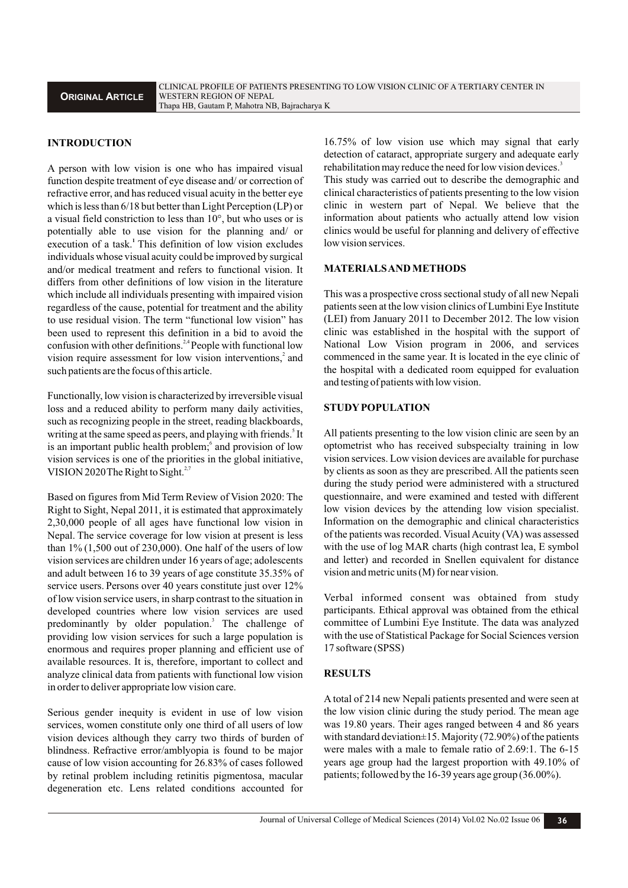## INTRODUCTION

A person with low vision is one who has impaired visual function despite treatment of eye disease and/ or correction of refractive error, and has reduced visual acuity in the better eye which is less than 6/18 but better than Light Perception (LP) or a visual field constriction to less than 10°, but who uses or is potentially able to use vision for the planning and/ or execution of a task.[1] This definition of low vision excludes individuals whose visual acuity could be improved by surgical and/or medical treatment and refers to functional vision. It differs from other definitions of low vision in the literature which include all individuals presenting with impaired vision regardless of the cause, potential for treatment and the ability to use residual vision. The term "functional low vision" has been used to represent this definition in a bid to avoid the confusion with other definitions.[2-4] People with functional low vision require assessment for low vision interventions,[2] and such patients are the focus of this article.

Functionally, low vision is characterized by irreversible visual loss and a reduced ability to perform many daily activities, such as recognizing people in the street, reading blackboards, writing at the same speed as peers, and playing with friends.[5] It is an important public health problem;[6] and provision of low vision services is one of the priorities in the global initiative, VISION 2020 The Right to Sight.[2,7]

Based on figures from Mid Term Review of Vision 2020: The Right to Sight, Nepal 2011, it is estimated that approximately 2,30,000 people of all ages have functional low vision in Nepal. The service coverage for low vision at present is less than 1% (1,500 out of 230,000). One half of the users of low vision services are children under 16 years of age; adolescents and adult between 16 to 39 years of age constitute 35.35% of service users. Persons over 40 years constitute just over 12% of low vision service users, in sharp contrast to the situation in developed countries where low vision services are used predominantly by older population.[3] The challenge of providing low vision services for such a large population is enormous and requires proper planning and efficient use of available resources. It is, therefore, important to collect and analyze clinical data from patients with functional low vision in order to deliver appropriate low vision care.

Serious gender inequity is evident in use of low vision services, women constitute only one third of all users of low vision devices although they carry two thirds of burden of blindness. Refractive error/amblyopia is found to be major cause of low vision accounting for 26.83% of cases followed by retinal problem including retinitis pigmentosa, macular degeneration etc. Lens related conditions accounted for 16.75% of low vision use which may signal that early detection of cataract, appropriate surgery and adequate early rehabilitation may reduce the need for low vision devices.[3]

This study was carried out to describe the demographic and clinical characteristics of patients presenting to the low vision clinic in western part of Nepal. We believe that the information about patients who actually attend low vision clinics would be useful for planning and delivery of effective low vision services.

## MATERIALS AND METHODS

This was a prospective cross sectional study of all new Nepali patients seen at the low vision clinics of Lumbini Eye Institute (LEI) from January 2011 to December 2012. The low vision clinic was established in the hospital with the support of National Low Vision program in 2006, and services commenced in the same year. It is located in the eye clinic of the hospital with a dedicated room equipped for evaluation and testing of patients with low vision.

## STUDY POPULATION

All patients presenting to the low vision clinic are seen by an optometrist who has received subspecialty training in low vision services. Low vision devices are available for purchase by clients as soon as they are prescribed. All the patients seen during the study period were administered with a structured questionnaire, and were examined and tested with different low vision devices by the attending low vision specialist. Information on the demographic and clinical characteristics of the patients was recorded. Visual Acuity (VA) was assessed with the use of log MAR charts (high contrast lea, E symbol and letter) and recorded in Snellen equivalent for distance vision and metric units (M) for near vision.

Verbal informed consent was obtained from study participants. Ethical approval was obtained from the ethical committee of Lumbini Eye Institute. The data was analyzed with the use of Statistical Package for Social Sciences version 17 software (SPSS)

## RESULTS

A total of 214 new Nepali patients presented and were seen at the low vision clinic during the study period. The mean age was 19.80 years. Their ages ranged between 4 and 86 years with standard deviation±15. Majority (72.90%) of the patients were males with a male to female ratio of 2.69:1. The 6-15 years age group had the largest proportion with 49.10% of patients; followed by the 16-39 years age group (36.00%).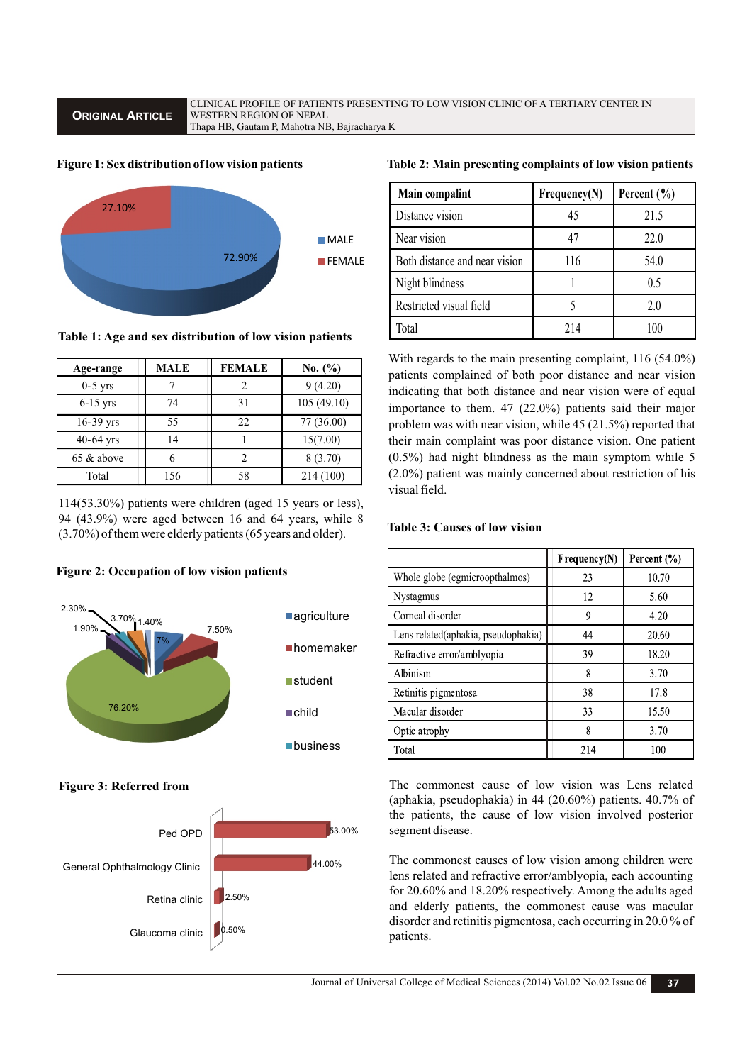**Figure 1: Sex distribution of low vision patients**

**Table 1: Age and sex distribution of low vision patients**

| Age-range | MALE | FEMALE | No. (%) |
|---|---|---|---|
| 0-5 yrs | 7 | 2 | 9 (4.20) |
| 6-15 yrs | 74 | 31 | 105 (49.10) |
| 16-39 yrs | 55 | 22 | 77 (36.00) |
| 40-64 yrs | 14 | 1 | 15(7.00) |
| 65 & above | 6 | 2 | 8 (3.70) |
| Total | 156 | 58 | 214 (100) |

114(53.30%) patients were children (aged 15 years or less), 94 (43.9%) were aged between 16 and 64 years, while 8 (3.70%) of them were elderly patients (65 years and older).

**Figure 2: Occupation of low vision patients**

**Figure 3: Referred from**

**Table 2: Main presenting complaints of low vision patients**

| Main compalint | Frequency(N) | Percent (%) |
|---|---|---|
| Distance vision | 45 | 21.5 |
| Near vision | 47 | 22.0 |
| Both distance and near vision | 116 | 54.0 |
| Night blindness | 1 | 0.5 |
| Restricted visual field | 5 | 2.0 |
| Total | 214 | 100 |

With regards to the main presenting complaint, 116 (54.0%) patients complained of both poor distance and near vision indicating that both distance and near vision were of equal importance to them. 47 (22.0%) patients said their major problem was with near vision, while 45 (21.5%) reported that their main complaint was poor distance vision. One patient (0.5%) had night blindness as the main symptom while 5 (2.0%) patient was mainly concerned about restriction of his visual field.

**Table 3: Causes of low vision**

| | Frequency(N) | Percent (%) |
|---|---|---|
| Whole globe (egmicroopthalmos) | 23 | 10.70 |
| Nystagmus | 12 | 5.60 |
| Corneal disorder | 9 | 4.20 |
| Lens related(aphakia, pseudophakia) | 44 | 20.60 |
| Refractive error/amblyopia | 39 | 18.20 |
| Albinism | 8 | 3.70 |
| Retinitis pigmentosa | 38 | 17.8 |
| Macular disorder | 33 | 15.50 |
| Optic atrophy | 8 | 3.70 |
| Total | 214 | 100 |

The commonest cause of low vision was Lens related (aphakia, pseudophakia) in 44 (20.60%) patients. 40.7% of the patients, the cause of low vision involved posterior segment disease.

The commonest causes of low vision among children were lens related and refractive error/amblyopia, each accounting for 20.60% and 18.20% respectively. Among the adults aged and elderly patients, the commonest cause was macular disorder and retinitis pigmentosa, each occurring in 20.0 % of patients.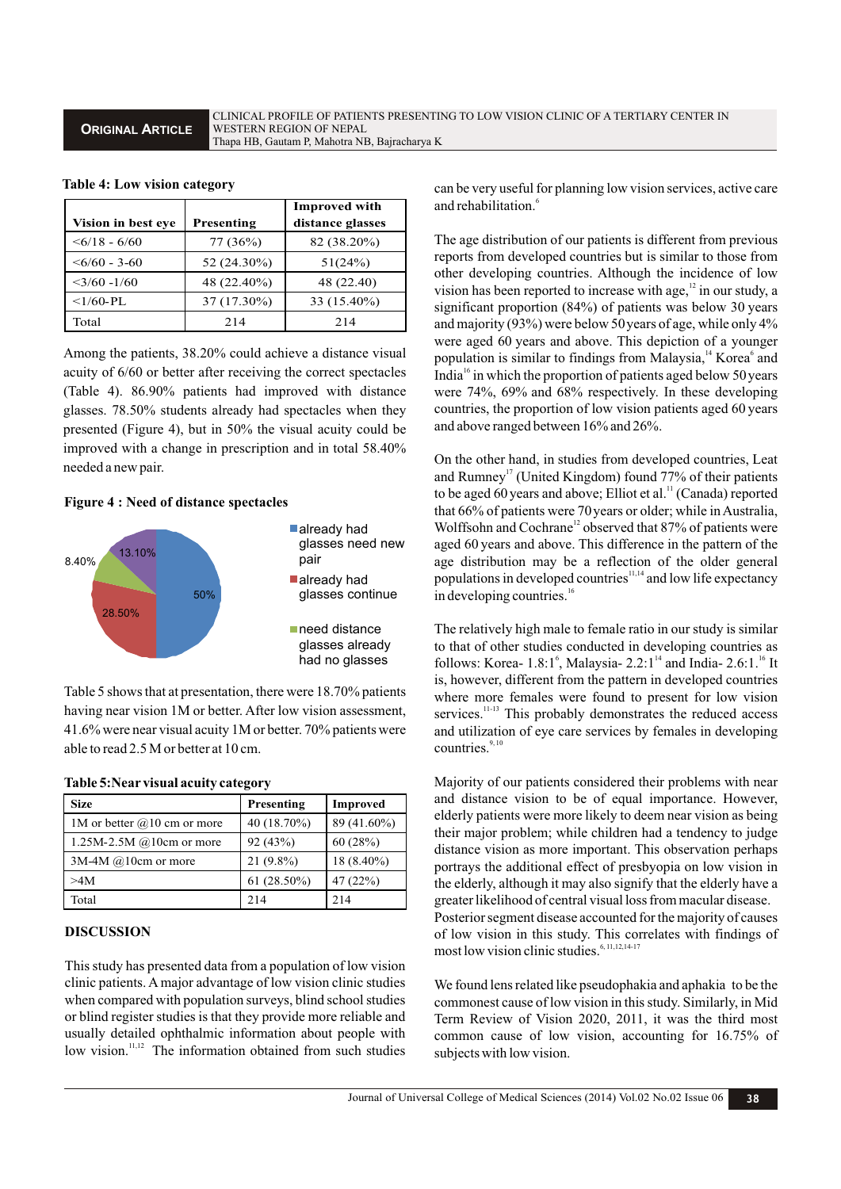**Table 4: Low vision category**

| Vision in best eye | Presenting | Improved with distance glasses |
|---|---|---|
| <6/18 - 6/60 | 77 (36%) | 82 (38.20%) |
| <6/60 - 3-60 | 52 (24.30%) | 51(24%) |
| <3/60 -1/60 | 48 (22.40%) | 48 (22.40) |
| <1/60-PL | 37 (17.30%) | 33 (15.40%) |
| Total | 214 | 214 |

Among the patients, 38.20% could achieve a distance visual acuity of 6/60 or better after receiving the correct spectacles (Table 4). 86.90% patients had improved with distance glasses. 78.50% students already had spectacles when they presented (Figure 4), but in 50% the visual acuity could be improved with a change in prescription and in total 58.40% needed a new pair.

**Figure 4 : Need of distance spectacles**

| Category | Percentage |
|---|---|
| already had glasses need new pair | 50% |
| already had glasses continue | 28.50% |
| need distance glasses already had no glasses | 8.40% |
| | 13.10% |

Table 5 shows that at presentation, there were 18.70% patients having near vision 1M or better. After low vision assessment, 41.6% were near visual acuity 1M or better. 70% patients were able to read 2.5 M or better at 10 cm.

**Table 5:Near visual acuity category**

| Size | Presenting | Improved |
|---|---|---|
| 1M or better @10 cm or more | 40 (18.70%) | 89 (41.60%) |
| 1.25M-2.5M @10cm or more | 92 (43%) | 60 (28%) |
| 3M-4M @10cm or more | 21 (9.8%) | 18 (8.40%) |
| >4M | 61 (28.50%) | 47 (22%) |
| Total | 214 | 214 |

## DISCUSSION

This study has presented data from a population of low vision clinic patients. A major advantage of low vision clinic studies when compared with population surveys, blind school studies or blind register studies is that they provide more reliable and usually detailed ophthalmic information about people with low vision.[11,12] The information obtained from such studies can be very useful for planning low vision services, active care and rehabilitation.[6]

The age distribution of our patients is different from previous reports from developed countries but is similar to those from other developing countries. Although the incidence of low vision has been reported to increase with age,[12] in our study, a significant proportion (84%) of patients was below 30 years and majority (93%) were below 50 years of age, while only 4% were aged 60 years and above. This depiction of a younger population is similar to findings from Malaysia,[14] Korea[6] and India[16] in which the proportion of patients aged below 50 years were 74%, 69% and 68% respectively. In these developing countries, the proportion of low vision patients aged 60 years and above ranged between 16% and 26%.

On the other hand, in studies from developed countries, Leat and Rumney[17] (United Kingdom) found 77% of their patients to be aged 60 years and above; Elliot et al.[11] (Canada) reported that 66% of patients were 70 years or older; while in Australia, Wolffsohn and Cochrane[12] observed that 87% of patients were aged 60 years and above. This difference in the pattern of the age distribution may be a reflection of the older general populations in developed countries[11,14] and low life expectancy in developing countries.[16]

The relatively high male to female ratio in our study is similar to that of other studies conducted in developing countries as follows: Korea- 1.8:1[6], Malaysia- 2.2:1[14] and India- 2.6:1.[16] It is, however, different from the pattern in developed countries where more females were found to present for low vision services.[11-13] This probably demonstrates the reduced access and utilization of eye care services by females in developing countries.[9,10]

Majority of our patients considered their problems with near and distance vision to be of equal importance. However, elderly patients were more likely to deem near vision as being their major problem; while children had a tendency to judge distance vision as more important. This observation perhaps portrays the additional effect of presbyopia on low vision in the elderly, although it may also signify that the elderly have a greater likelihood of central visual loss from macular disease. Posterior segment disease accounted for the majority of causes of low vision in this study. This correlates with findings of most low vision clinic studies.[6,11,12,14-17]

We found lens related like pseudophakia and aphakia to be the commonest cause of low vision in this study. Similarly, in Mid Term Review of Vision 2020, 2011, it was the third most common cause of low vision, accounting for 16.75% of subjects with low vision.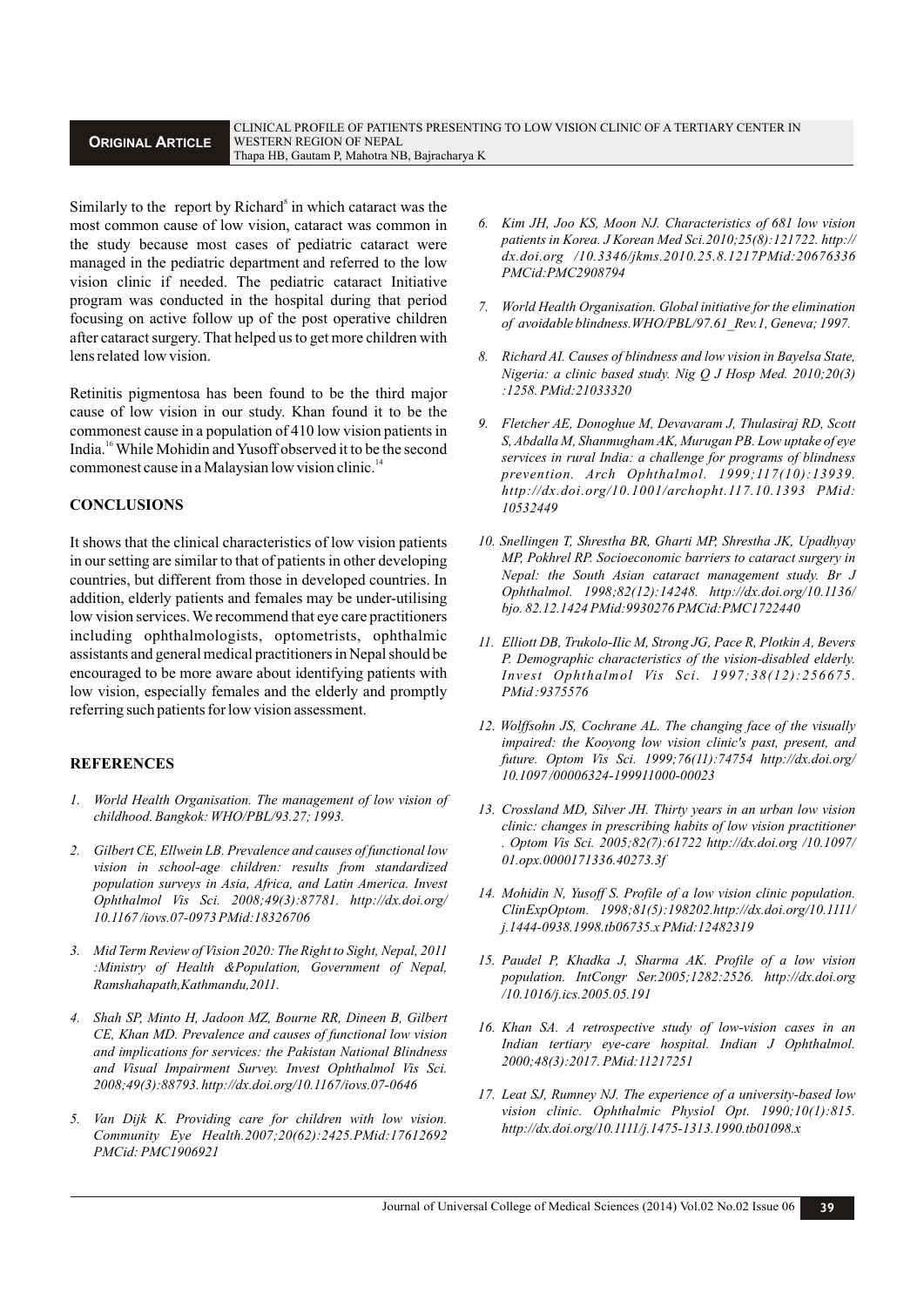Similarly to the report by Richard[8] in which cataract was the most common cause of low vision, cataract was common in the study because most cases of pediatric cataract were managed in the pediatric department and referred to the low vision clinic if needed. The pediatric cataract Initiative program was conducted in the hospital during that period focusing on active follow up of the post operative children after cataract surgery. That helped us to get more children with lens related low vision.

Retinitis pigmentosa has been found to be the third major cause of low vision in our study. Khan found it to be the commonest cause in a population of 410 low vision patients in India.[16] While Mohidin and Yusoff observed it to be the second commonest cause in a Malaysian low vision clinic.[14]

## CONCLUSIONS

It shows that the clinical characteristics of low vision patients in our setting are similar to that of patients in other developing countries, but different from those in developed countries. In addition, elderly patients and females may be under-utilising low vision services. We recommend that eye care practitioners including ophthalmologists, optometrists, ophthalmic assistants and general medical practitioners in Nepal should be encouraged to be more aware about identifying patients with low vision, especially females and the elderly and promptly referring such patients for low vision assessment.

## REFERENCES

1. *World Health Organisation. The management of low vision of childhood. Bangkok: WHO/PBL/93.27; 1993.*
2. *Gilbert CE, Ellwein LB. Prevalence and causes of functional low vision in school-age children: results from standardized population surveys in Asia, Africa, and Latin America. Invest Ophthalmol Vis Sci. 2008;49(3):87781. http://dx.doi.org/10.1167/iovs.07-0973 PMid:18326706*
3. *Mid Term Review of Vision 2020: The Right to Sight, Nepal, 2011 :Ministry of Health &Population, Government of Nepal, Ramshahapath,Kathmandu,2011.*
4. *Shah SP, Minto H, Jadoon MZ, Bourne RR, Dineen B, Gilbert CE, Khan MD. Prevalence and causes of functional low vision and implications for services: the Pakistan National Blindness and Visual Impairment Survey. Invest Ophthalmol Vis Sci. 2008;49(3):88793. http://dx.doi.org/10.1167/iovs.07-0646*
5. *Van Dijk K. Providing care for children with low vision. Community Eye Health.2007;20(62):2425.PMid:17612692 PMCid: PMC1906921*
6. *Kim JH, Joo KS, Moon NJ. Characteristics of 681 low vision patients in Korea. J Korean Med Sci.2010;25(8):121722. http://dx.doi.org /10.3346/jkms.2010.25.8.1217PMid:20676336 PMCid:PMC2908794*
7. *World Health Organisation. Global initiative for the elimination of avoidable blindness.WHO/PBL/97.61_Rev.1, Geneva; 1997.*
8. *Richard AI. Causes of blindness and low vision in Bayelsa State, Nigeria: a clinic based study. Nig Q J Hosp Med. 2010;20(3) :1258. PMid:21033320*
9. *Fletcher AE, Donoghue M, Devavaram J, Thulasiraj RD, Scott S, Abdalla M, Shanmugham AK, Murugan PB. Low uptake of eye services in rural India: a challenge for programs of blindness prevention. Arch Ophthalmol. 1999;117(10):13939. http://dx.doi.org/10.1001/archopht.117.10.1393 PMid: 10532449*
10. *Snellingen T, Shrestha BR, Gharti MP, Shrestha JK, Upadhyay MP, Pokhrel RP. Socioeconomic barriers to cataract surgery in Nepal: the South Asian cataract management study. Br J Ophthalmol. 1998;82(12):14248. http://dx.doi.org/10.1136/bjo.82.12.1424 PMid:9930276 PMCid:PMC1722440*
11. *Elliott DB, Trukolo-Ilic M, Strong JG, Pace R, Plotkin A, Bevers P. Demographic characteristics of the vision-disabled elderly. Invest Ophthalmol Vis Sci. 1997;38(12):256675. PMid:9375576*
12. *Wolffsohn JS, Cochrane AL. The changing face of the visually impaired: the Kooyong low vision clinic's past, present, and future. Optom Vis Sci. 1999;76(11):74754 http://dx.doi.org/10.1097/00006324-199911000-00023*
13. *Crossland MD, Silver JH. Thirty years in an urban low vision clinic: changes in prescribing habits of low vision practitioner . Optom Vis Sci. 2005;82(7):61722 http://dx.doi.org /10.1097/01.opx.0000171336.40273.3f*
14. *Mohidin N, Yusoff S. Profile of a low vision clinic population. ClinExpOptom. 1998;81(5):198202.http://dx.doi.org/10.1111/j.1444-0938.1998.tb06735.x PMid:12482319*
15. *Paudel P, Khadka J, Sharma AK. Profile of a low vision population. IntCongr Ser.2005;1282:2526. http://dx.doi.org /10.1016/j.ics.2005.05.191*
16. *Khan SA. A retrospective study of low-vision cases in an Indian tertiary eye-care hospital. Indian J Ophthalmol. 2000;48(3):2017. PMid:11217251*
17. *Leat SJ, Rumney NJ. The experience of a university-based low vision clinic. Ophthalmic Physiol Opt. 1990;10(1):815. http://dx.doi.org/10.1111/j.1475-1313.1990.tb01098.x*